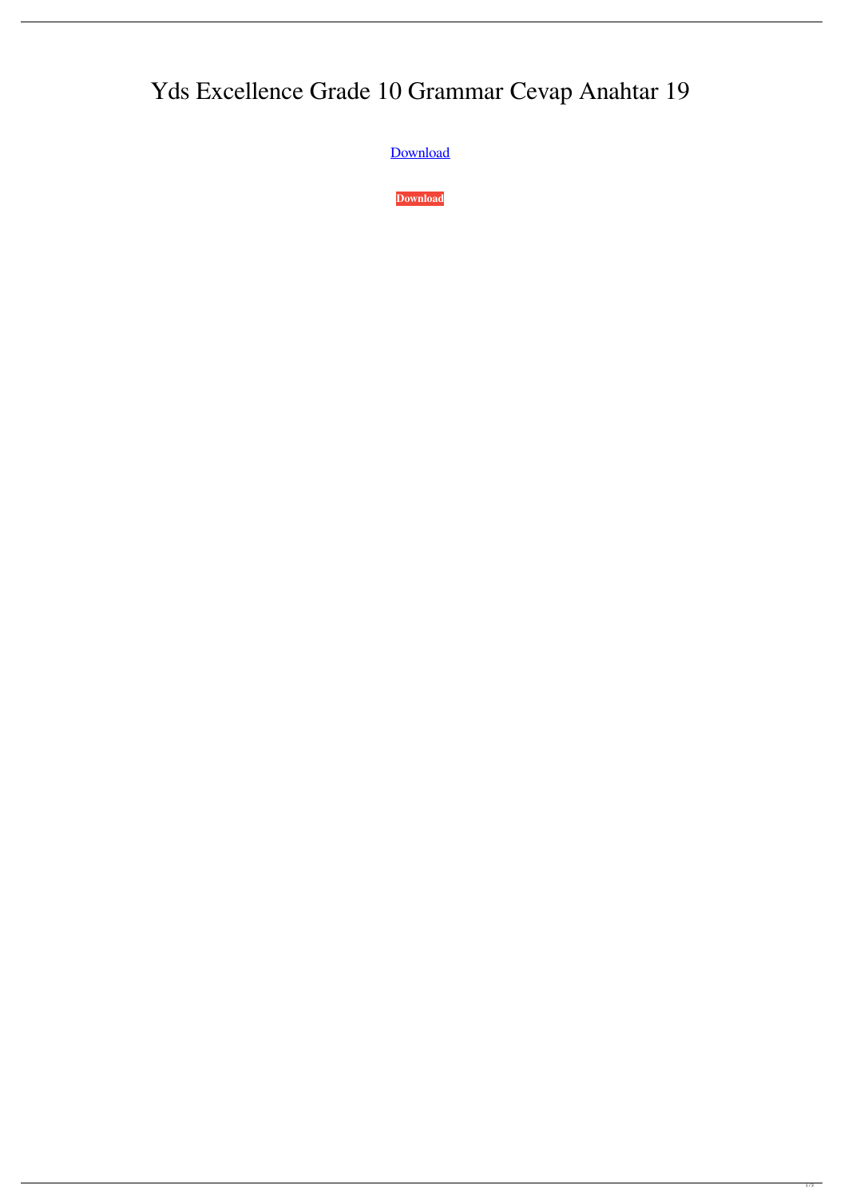# Yds Excellence Grade 10 Grammar Cevap Anahtar 19

Download

**Download**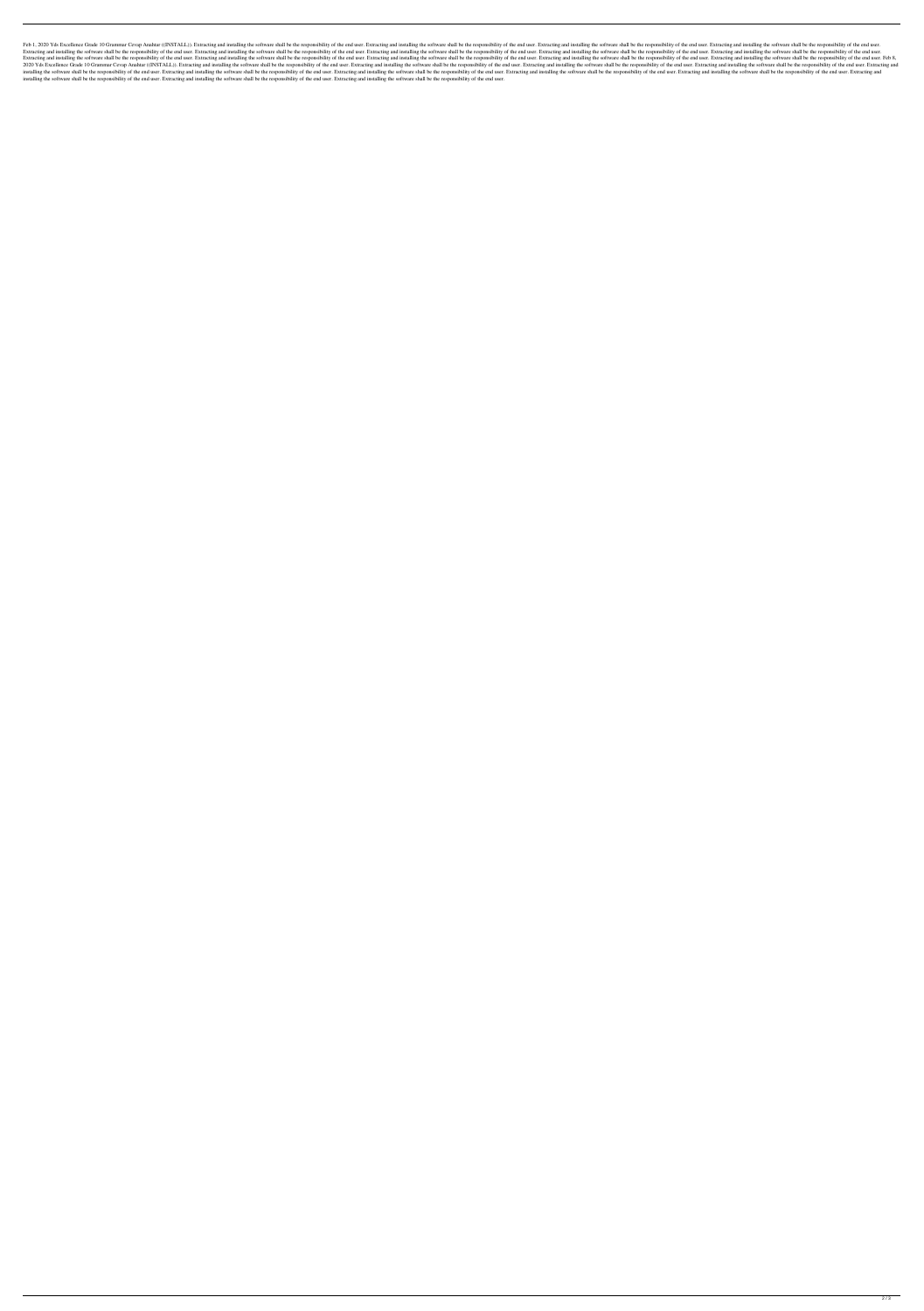Feb 1, 2020 Yds Excellence Grade 10 Grammar Cevap Anahtar ((INSTALL)). Extracting and installing the software shall be the responsibility of the end user. Extracting and installing the software shall be the responsibility of the end user. Extracting and installing the software shall be the responsibility of the end user. Extracting and installing the software shall be the responsibility of the end user. Extracting and installing the software shall be the responsibility of the end user. Extracting and installing the software shall be the responsibility of the end user. Extracting and installing the software shall be the responsibility of the end user. Extracting and installing the software shall be the responsibility of the end user. Extracting and installing the software shall be the responsibility of the end user. Extracting and installing the software shall be the responsibility of the end user. Extracting and installing the software shall be the responsibility of the end user. Extracting and installing the software shall be the responsibility of the end user. Extracting and installing the software shall be the responsibility of the end user. Extracting and installing the software shall be the responsibility of the end user. Feb 8, 2020 Yds Excellence Grade 10 Grammar Cevap Anahtar ((INSTALL)). Extracting and installing the software shall be the responsibility of the end user. Extracting and installing the software shall be the responsibility of the end user. Extracting and installing the software shall be the responsibility of the end user. Extracting and installing the software shall be the responsibility of the end user. Extracting and installing the software shall be the responsibility of the end user. Extracting and installing the software shall be the responsibility of the end user. Extracting and installing the software shall be the responsibility of the end user. Extracting and installing the software shall be the responsibility of the end user. Extracting and installing the software shall be the responsibility of the end user. Extracting and installing the software shall be the responsibility of the end user. Extracting and installing the software shall be the responsibility of the end user. Extracting and installing the software shall be the responsibility of the end user.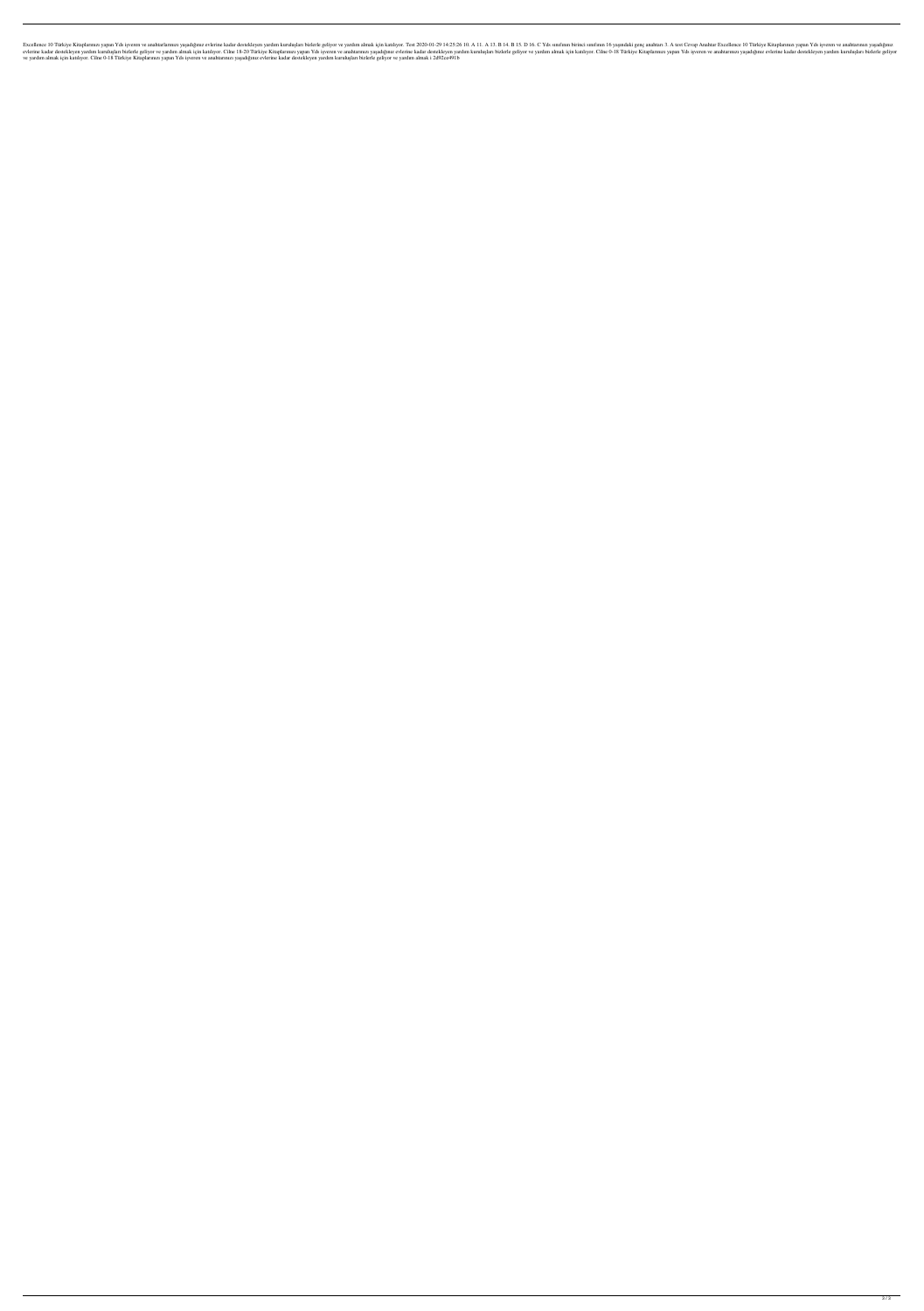Excellence 10 Türkiye Kitaplarınızı yapan Yds işveren ve anahtarlarınızı yaşadığınız evlerine kadar destekleyen yardım kuruluşları bizlerle geliyor ve yardım almak için katılıyor. Test 2020-01-29 14:25:26 10. A 11. A 13. B 14. B 15. D 16. C Yds sınıfının birinci sınıfının 16 yaşındaki genç anahtarı 3. A test Cevap Anahtar Excellence 10 Türkiye Kitaplarınızı yapan Yds işveren ve anahtarınızı yaşadığınız evlerine kadar destekleyen yardım kuruluşları bizlerle geliyor ve yardım almak için katılıyor. Cilne 18-20 Türkiye Kitaplarınızı yapan Yds işveren ve anahtarınızı yaşadığınız evlerine kadar destekleyen yardım kuruluşları bizlerle geliyor ve yardım almak için katılıyor. Cilne 0-18 Türkiye Kitaplarınızı yapan Yds işveren ve anahtarınızı yaşadığınız evlerine kadar destekleyen yardım kuruluşları bizlerle geliyor ve yardım almak için katılıyor. Cilne 0-18 Türkiye Kitaplarınızı yapan Yds işveren ve anahtarınızı yaşadığınız evlerine kadar destekleyen yardım kuruluşları bizlerle geliyor ve yardım almak i 2d92ce491b